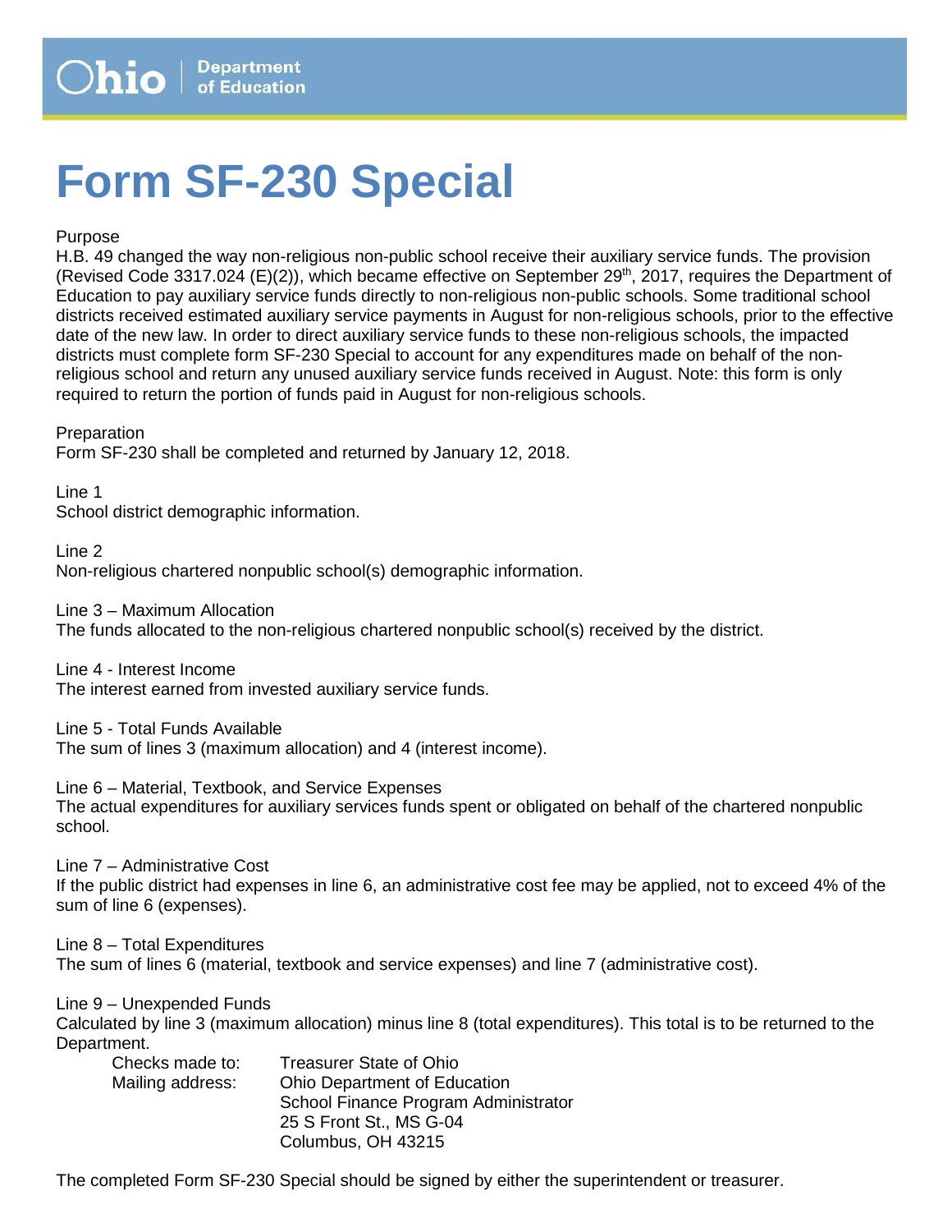Ohio | Department of Education

# Form SF-230 Special

Purpose

H.B. 49 changed the way non-religious non-public school receive their auxiliary service funds. The provision (Revised Code 3317.024 (E)(2)), which became effective on September 29th, 2017, requires the Department of Education to pay auxiliary service funds directly to non-religious non-public schools. Some traditional school districts received estimated auxiliary service payments in August for non-religious schools, prior to the effective date of the new law. In order to direct auxiliary service funds to these non-religious schools, the impacted districts must complete form SF-230 Special to account for any expenditures made on behalf of the non-religious school and return any unused auxiliary service funds received in August. Note: this form is only required to return the portion of funds paid in August for non-religious schools.

Preparation

Form SF-230 shall be completed and returned by January 12, 2018.

Line 1

School district demographic information.

Line 2

Non-religious chartered nonpublic school(s) demographic information.

Line 3 – Maximum Allocation

The funds allocated to the non-religious chartered nonpublic school(s) received by the district.

Line 4 - Interest Income

The interest earned from invested auxiliary service funds.

Line 5 - Total Funds Available

The sum of lines 3 (maximum allocation) and 4 (interest income).

Line 6 – Material, Textbook, and Service Expenses

The actual expenditures for auxiliary services funds spent or obligated on behalf of the chartered nonpublic school.

Line 7 – Administrative Cost

If the public district had expenses in line 6, an administrative cost fee may be applied, not to exceed 4% of the sum of line 6 (expenses).

Line 8 – Total Expenditures

The sum of lines 6 (material, textbook and service expenses) and line 7 (administrative cost).

Line 9 – Unexpended Funds

Calculated by line 3 (maximum allocation) minus line 8 (total expenditures). This total is to be returned to the Department.

Checks made to: Treasurer State of Ohio

Mailing address: Ohio Department of Education
School Finance Program Administrator
25 S Front St., MS G-04
Columbus, OH 43215

The completed Form SF-230 Special should be signed by either the superintendent or treasurer.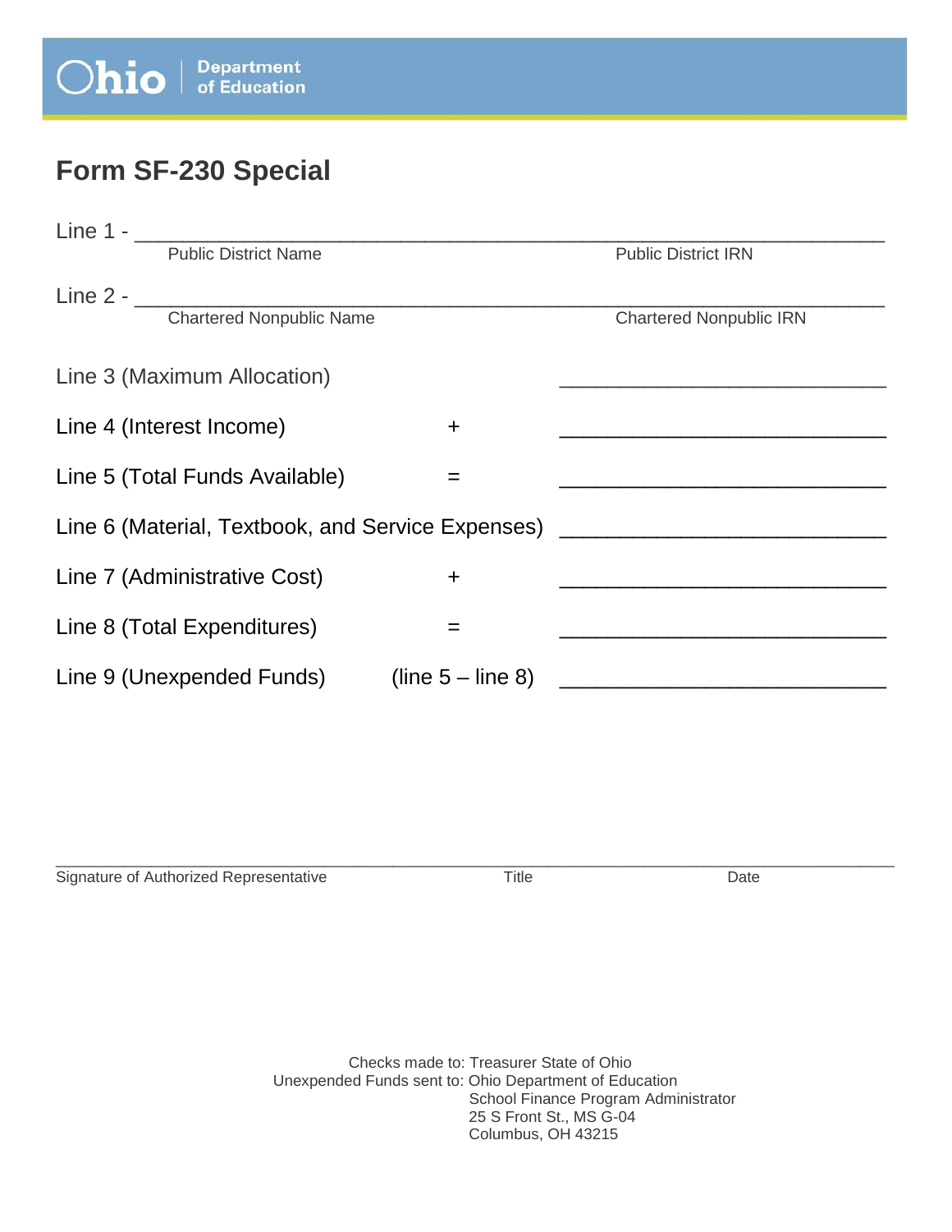Ohio | Department of Education

# Form SF-230 Special

Line 1 - ______________________________________________

Public District Name | Public District IRN

Line 2 - ______________________________________________

Chartered Nonpublic Name | Chartered Nonpublic IRN

| | | |
|---|---|---|
| Line 3 (Maximum Allocation) | | ____________________ |
| Line 4 (Interest Income) | + | ____________________ |
| Line 5 (Total Funds Available) | = | ____________________ |
| Line 6 (Material, Textbook, and Service Expenses) | | ____________________ |
| Line 7 (Administrative Cost) | + | ____________________ |
| Line 8 (Total Expenditures) | = | ____________________ |
| Line 9 (Unexpended Funds) | (line 5 – line 8) | ____________________ |

______________________________________________

Signature of Authorized Representative | Title | Date

Checks made to: Treasurer State of Ohio
Unexpended Funds sent to: Ohio Department of Education
School Finance Program Administrator
25 S Front St., MS G-04
Columbus, OH 43215